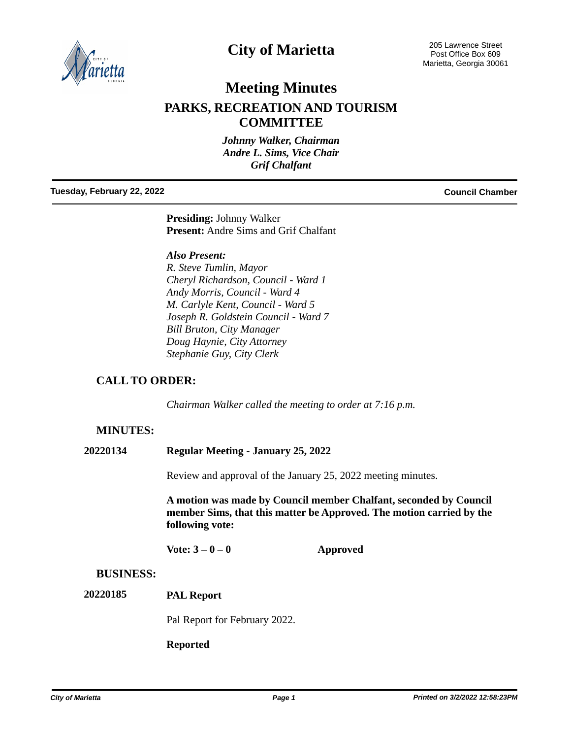# City of Marietta

205 Lawrence Street
Post Office Box 609
Marietta, Georgia 30061

## Meeting Minutes

## PARKS, RECREATION AND TOURISM COMMITTEE

*Johnny Walker, Chairman*
*Andre L. Sims, Vice Chair*
*Grif Chalfant*

**Tuesday, February 22, 2022** **Council Chamber**

**Presiding:** Johnny Walker
**Present:** Andre Sims and Grif Chalfant

***Also Present:***
*R. Steve Tumlin, Mayor*
*Cheryl Richardson, Council - Ward 1*
*Andy Morris, Council - Ward 4*
*M. Carlyle Kent, Council - Ward 5*
*Joseph R. Goldstein Council - Ward 7*
*Bill Bruton, City Manager*
*Doug Haynie, City Attorney*
*Stephanie Guy, City Clerk*

### CALL TO ORDER:

*Chairman Walker called the meeting to order at 7:16 p.m.*

### MINUTES:

**20220134** **Regular Meeting - January 25, 2022**

Review and approval of the January 25, 2022 meeting minutes.

**A motion was made by Council member Chalfant, seconded by Council member Sims, that this matter be Approved. The motion carried by the following vote:**

**Vote: 3 – 0 – 0** **Approved**

### BUSINESS:

**20220185** **PAL Report**

Pal Report for February 2022.

**Reported**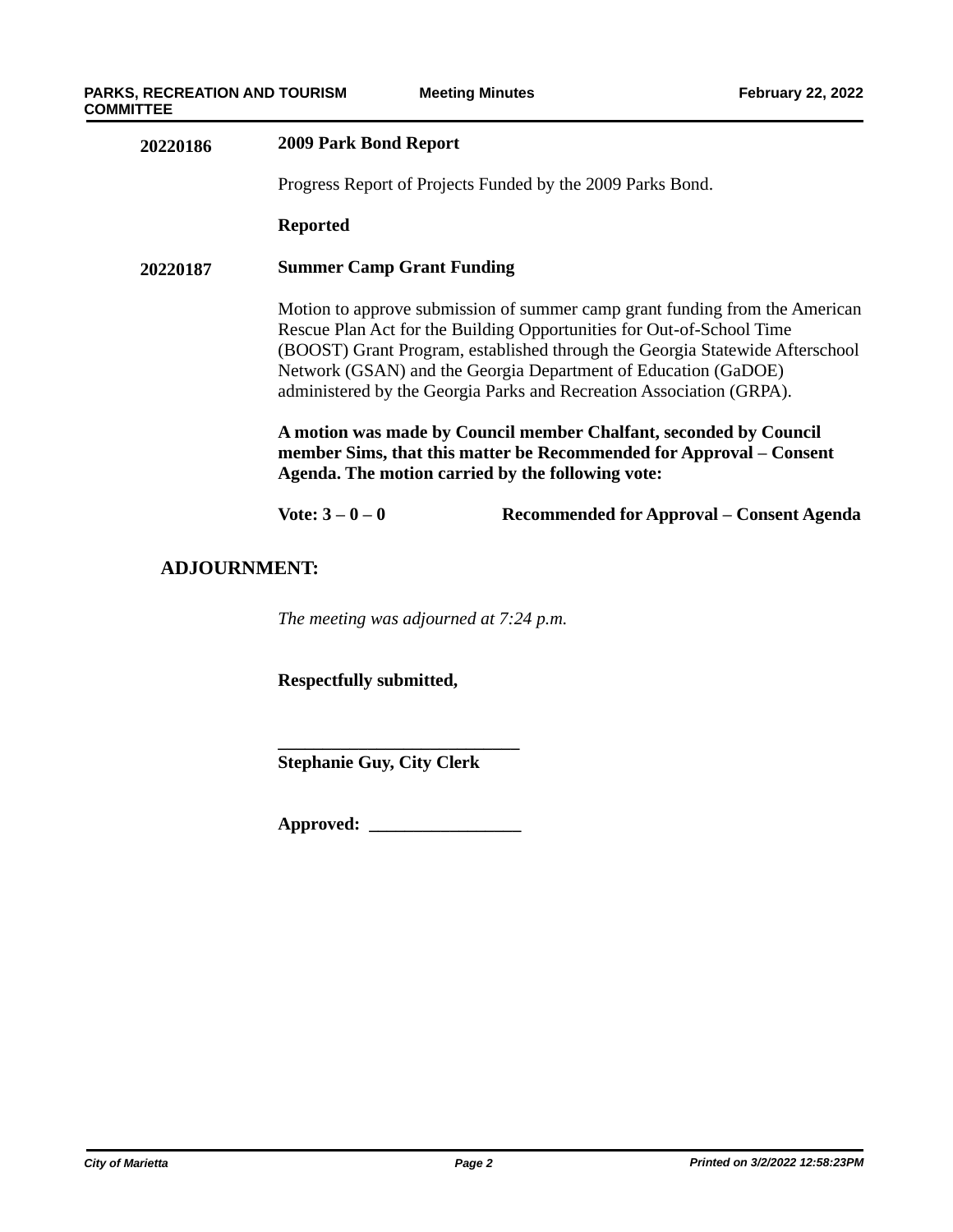**20220186** **2009 Park Bond Report**

Progress Report of Projects Funded by the 2009 Parks Bond.

**Reported**

**20220187** **Summer Camp Grant Funding**

Motion to approve submission of summer camp grant funding from the American Rescue Plan Act for the Building Opportunities for Out-of-School Time (BOOST) Grant Program, established through the Georgia Statewide Afterschool Network (GSAN) and the Georgia Department of Education (GaDOE) administered by the Georgia Parks and Recreation Association (GRPA).

**A motion was made by Council member Chalfant, seconded by Council member Sims, that this matter be Recommended for Approval – Consent Agenda. The motion carried by the following vote:**

**Vote: 3 – 0 – 0** **Recommended for Approval – Consent Agenda**

## ADJOURNMENT:

*The meeting was adjourned at 7:24 p.m.*

**Respectfully submitted,**

**___________________________**
**Stephanie Guy, City Clerk**

**Approved: _________________**